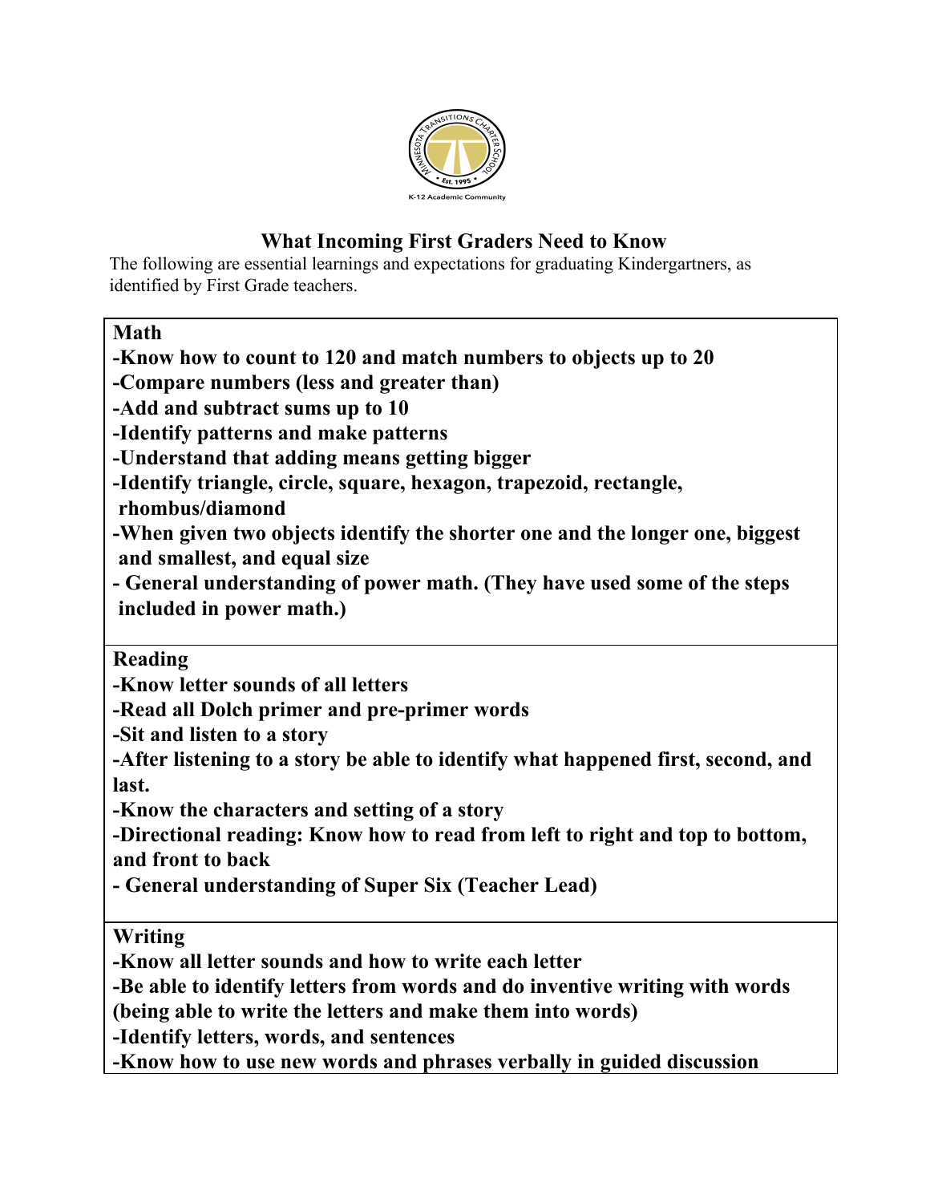# What Incoming First Graders Need to Know

The following are essential learnings and expectations for graduating Kindergartners, as identified by First Grade teachers.

**Math**

**-Know how to count to 120 and match numbers to objects up to 20**
**-Compare numbers (less and greater than)**
**-Add and subtract sums up to 10**
**-Identify patterns and make patterns**
**-Understand that adding means getting bigger**
**-Identify triangle, circle, square, hexagon, trapezoid, rectangle, rhombus/diamond**
**-When given two objects identify the shorter one and the longer one, biggest and smallest, and equal size**
**- General understanding of power math. (They have used some of the steps included in power math.)**

**Reading**

**-Know letter sounds of all letters**
**-Read all Dolch primer and pre-primer words**
**-Sit and listen to a story**
**-After listening to a story be able to identify what happened first, second, and last.**
**-Know the characters and setting of a story**
**-Directional reading: Know how to read from left to right and top to bottom, and front to back**
**- General understanding of Super Six (Teacher Lead)**

**Writing**

**-Know all letter sounds and how to write each letter**
**-Be able to identify letters from words and do inventive writing with words (being able to write the letters and make them into words)**
**-Identify letters, words, and sentences**
**-Know how to use new words and phrases verbally in guided discussion**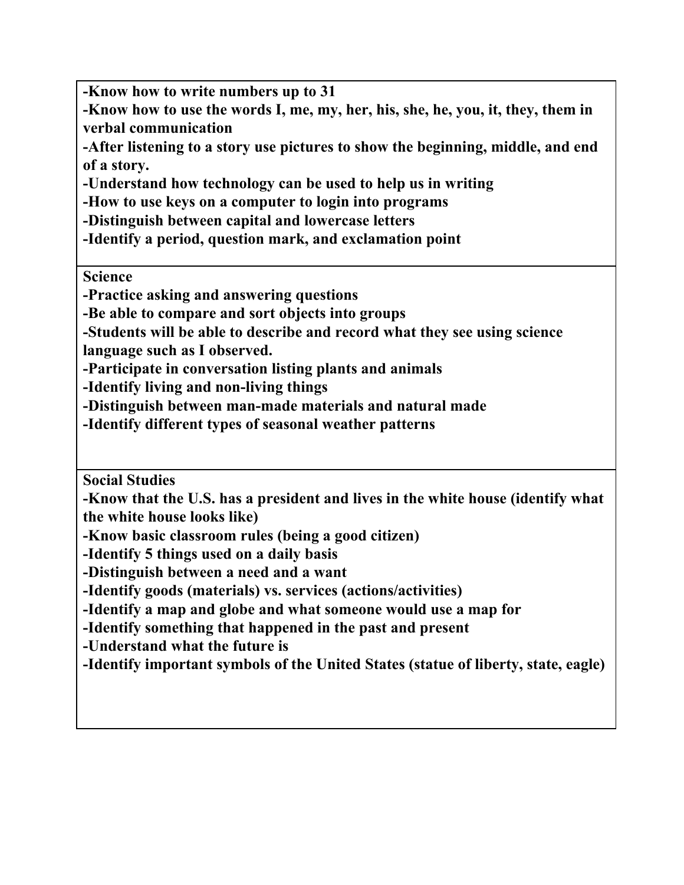**-Know how to write numbers up to 31**
**-Know how to use the words I, me, my, her, his, she, he, you, it, they, them in verbal communication**
**-After listening to a story use pictures to show the beginning, middle, and end of a story.**
**-Understand how technology can be used to help us in writing**
**-How to use keys on a computer to login into programs**
**-Distinguish between capital and lowercase letters**
**-Identify a period, question mark, and exclamation point**

**Science**
**-Practice asking and answering questions**
**-Be able to compare and sort objects into groups**
**-Students will be able to describe and record what they see using science language such as I observed.**
**-Participate in conversation listing plants and animals**
**-Identify living and non-living things**
**-Distinguish between man-made materials and natural made**
**-Identify different types of seasonal weather patterns**

**Social Studies**
**-Know that the U.S. has a president and lives in the white house (identify what the white house looks like)**
**-Know basic classroom rules (being a good citizen)**
**-Identify 5 things used on a daily basis**
**-Distinguish between a need and a want**
**-Identify goods (materials) vs. services (actions/activities)**
**-Identify a map and globe and what someone would use a map for**
**-Identify something that happened in the past and present**
**-Understand what the future is**
**-Identify important symbols of the United States (statue of liberty, state, eagle)**